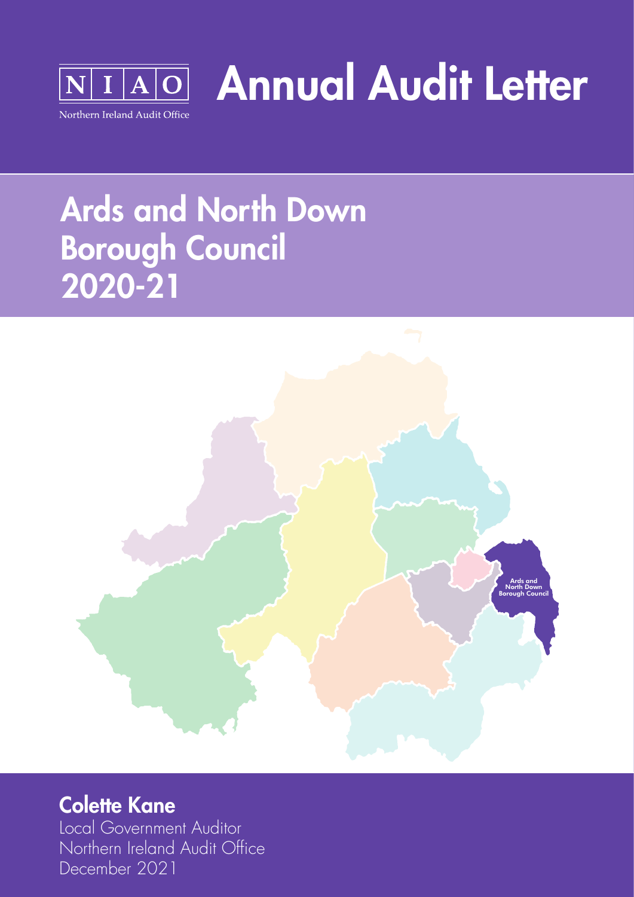NIAO

Northern Ireland Audit Office

# Annual Audit Letter

## Ards and North Down Borough Council 2020-21

Ards and North Down Borough Council

**Colette Kane**

Local Government Auditor

Northern Ireland Audit Office

December 2021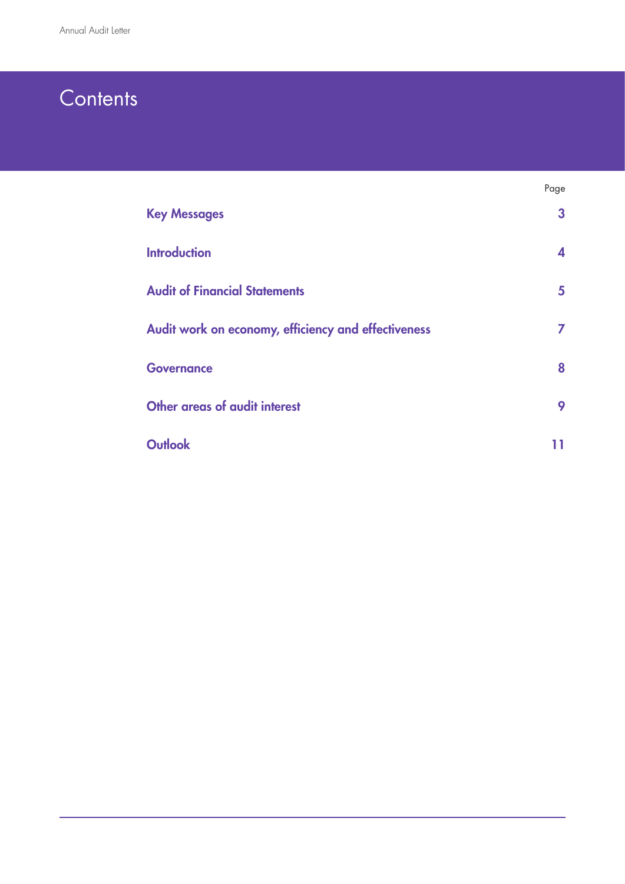# Contents

| | Page |
|---|---|
| **Key Messages** | **3** |
| **Introduction** | **4** |
| **Audit of Financial Statements** | **5** |
| **Audit work on economy, efficiency and effectiveness** | **7** |
| **Governance** | **8** |
| **Other areas of audit interest** | **9** |
| **Outlook** | **11** |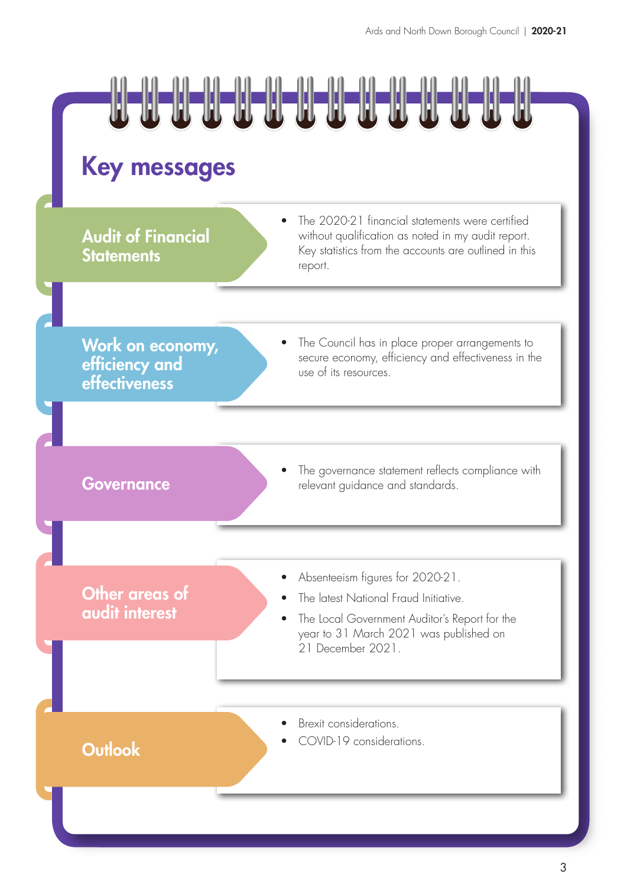# Key messages

## Audit of Financial Statements

- The 2020-21 financial statements were certified without qualification as noted in my audit report. Key statistics from the accounts are outlined in this report.

## Work on economy, efficiency and effectiveness

- The Council has in place proper arrangements to secure economy, efficiency and effectiveness in the use of its resources.

## Governance

- The governance statement reflects compliance with relevant guidance and standards.

## Other areas of audit interest

- Absenteeism figures for 2020-21.
- The latest National Fraud Initiative.
- The Local Government Auditor's Report for the year to 31 March 2021 was published on 21 December 2021.

## Outlook

- Brexit considerations.
- COVID-19 considerations.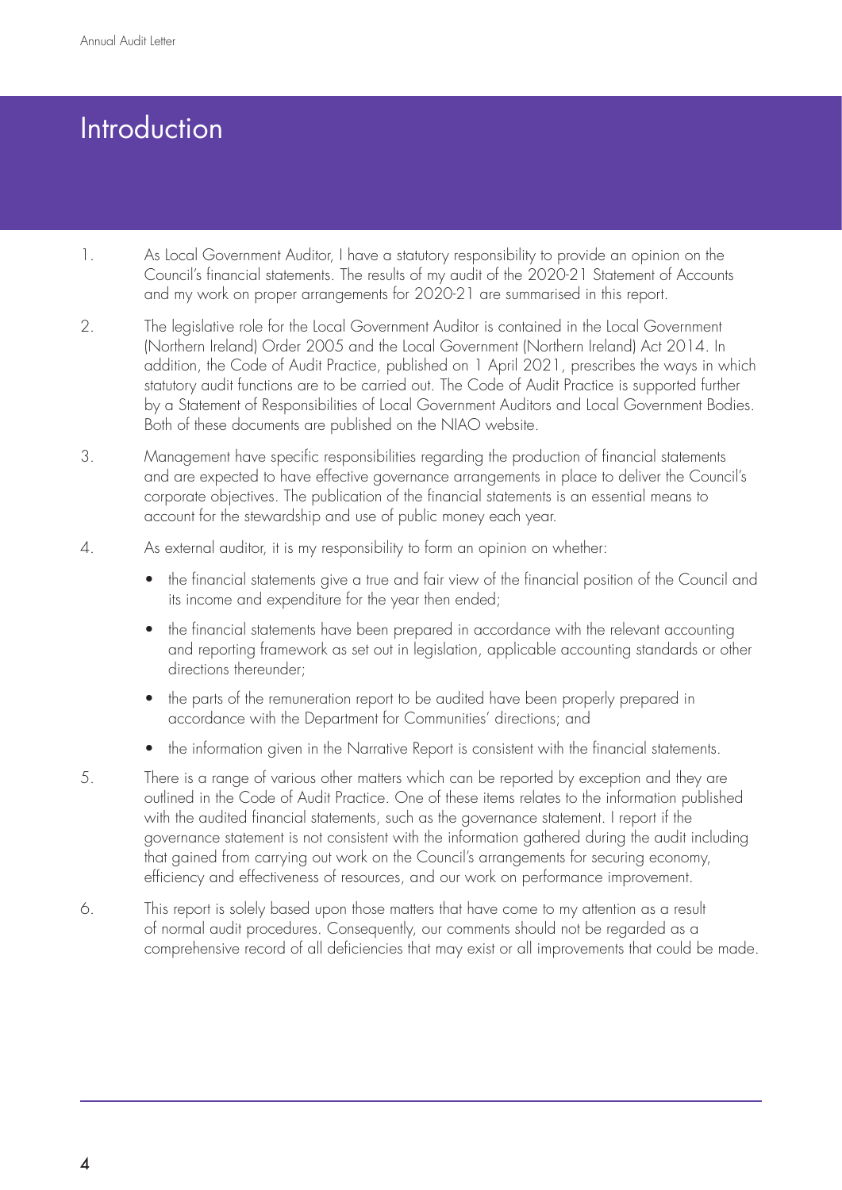# Introduction

1. As Local Government Auditor, I have a statutory responsibility to provide an opinion on the Council's financial statements. The results of my audit of the 2020-21 Statement of Accounts and my work on proper arrangements for 2020-21 are summarised in this report.

2. The legislative role for the Local Government Auditor is contained in the Local Government (Northern Ireland) Order 2005 and the Local Government (Northern Ireland) Act 2014. In addition, the Code of Audit Practice, published on 1 April 2021, prescribes the ways in which statutory audit functions are to be carried out. The Code of Audit Practice is supported further by a Statement of Responsibilities of Local Government Auditors and Local Government Bodies. Both of these documents are published on the NIAO website.

3. Management have specific responsibilities regarding the production of financial statements and are expected to have effective governance arrangements in place to deliver the Council's corporate objectives. The publication of the financial statements is an essential means to account for the stewardship and use of public money each year.

4. As external auditor, it is my responsibility to form an opinion on whether:
   - the financial statements give a true and fair view of the financial position of the Council and its income and expenditure for the year then ended;
   - the financial statements have been prepared in accordance with the relevant accounting and reporting framework as set out in legislation, applicable accounting standards or other directions thereunder;
   - the parts of the remuneration report to be audited have been properly prepared in accordance with the Department for Communities' directions; and
   - the information given in the Narrative Report is consistent with the financial statements.

5. There is a range of various other matters which can be reported by exception and they are outlined in the Code of Audit Practice. One of these items relates to the information published with the audited financial statements, such as the governance statement. I report if the governance statement is not consistent with the information gathered during the audit including that gained from carrying out work on the Council's arrangements for securing economy, efficiency and effectiveness of resources, and our work on performance improvement.

6. This report is solely based upon those matters that have come to my attention as a result of normal audit procedures. Consequently, our comments should not be regarded as a comprehensive record of all deficiencies that may exist or all improvements that could be made.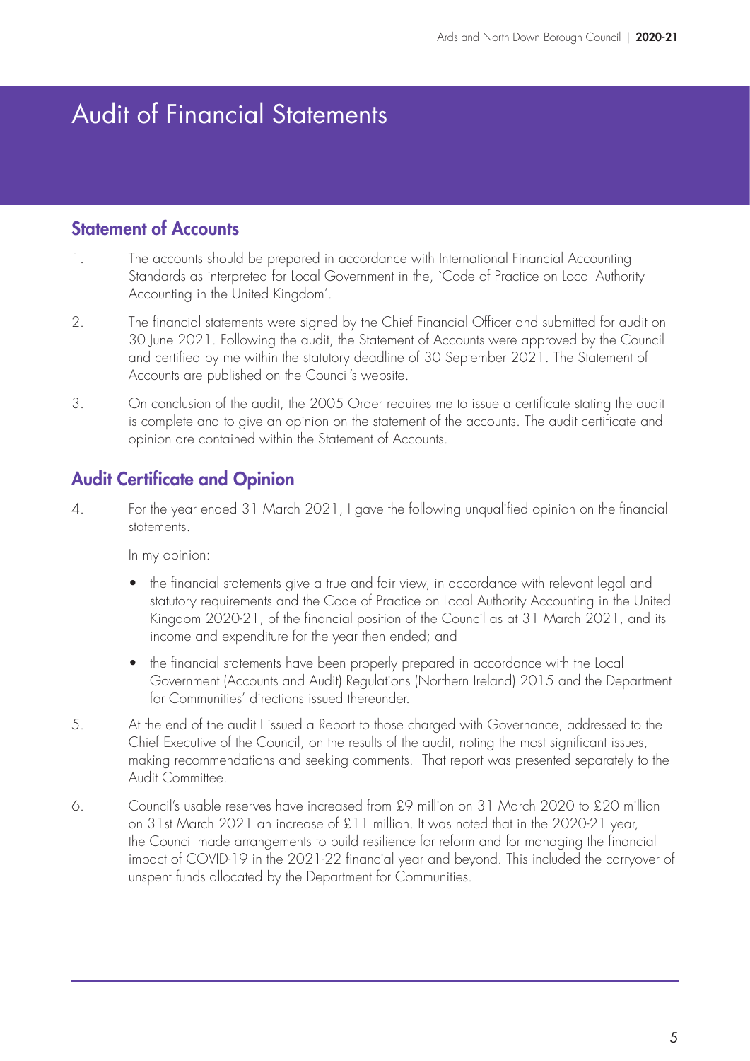# Audit of Financial Statements

## Statement of Accounts

1. The accounts should be prepared in accordance with International Financial Accounting Standards as interpreted for Local Government in the, `Code of Practice on Local Authority Accounting in the United Kingdom'.

2. The financial statements were signed by the Chief Financial Officer and submitted for audit on 30 June 2021. Following the audit, the Statement of Accounts were approved by the Council and certified by me within the statutory deadline of 30 September 2021. The Statement of Accounts are published on the Council's website.

3. On conclusion of the audit, the 2005 Order requires me to issue a certificate stating the audit is complete and to give an opinion on the statement of the accounts. The audit certificate and opinion are contained within the Statement of Accounts.

## Audit Certificate and Opinion

4. For the year ended 31 March 2021, I gave the following unqualified opinion on the financial statements.

   In my opinion:

   - the financial statements give a true and fair view, in accordance with relevant legal and statutory requirements and the Code of Practice on Local Authority Accounting in the United Kingdom 2020-21, of the financial position of the Council as at 31 March 2021, and its income and expenditure for the year then ended; and
   - the financial statements have been properly prepared in accordance with the Local Government (Accounts and Audit) Regulations (Northern Ireland) 2015 and the Department for Communities' directions issued thereunder.

5. At the end of the audit I issued a Report to those charged with Governance, addressed to the Chief Executive of the Council, on the results of the audit, noting the most significant issues, making recommendations and seeking comments. That report was presented separately to the Audit Committee.

6. Council's usable reserves have increased from £9 million on 31 March 2020 to £20 million on 31st March 2021 an increase of £11 million. It was noted that in the 2020-21 year, the Council made arrangements to build resilience for reform and for managing the financial impact of COVID-19 in the 2021-22 financial year and beyond. This included the carryover of unspent funds allocated by the Department for Communities.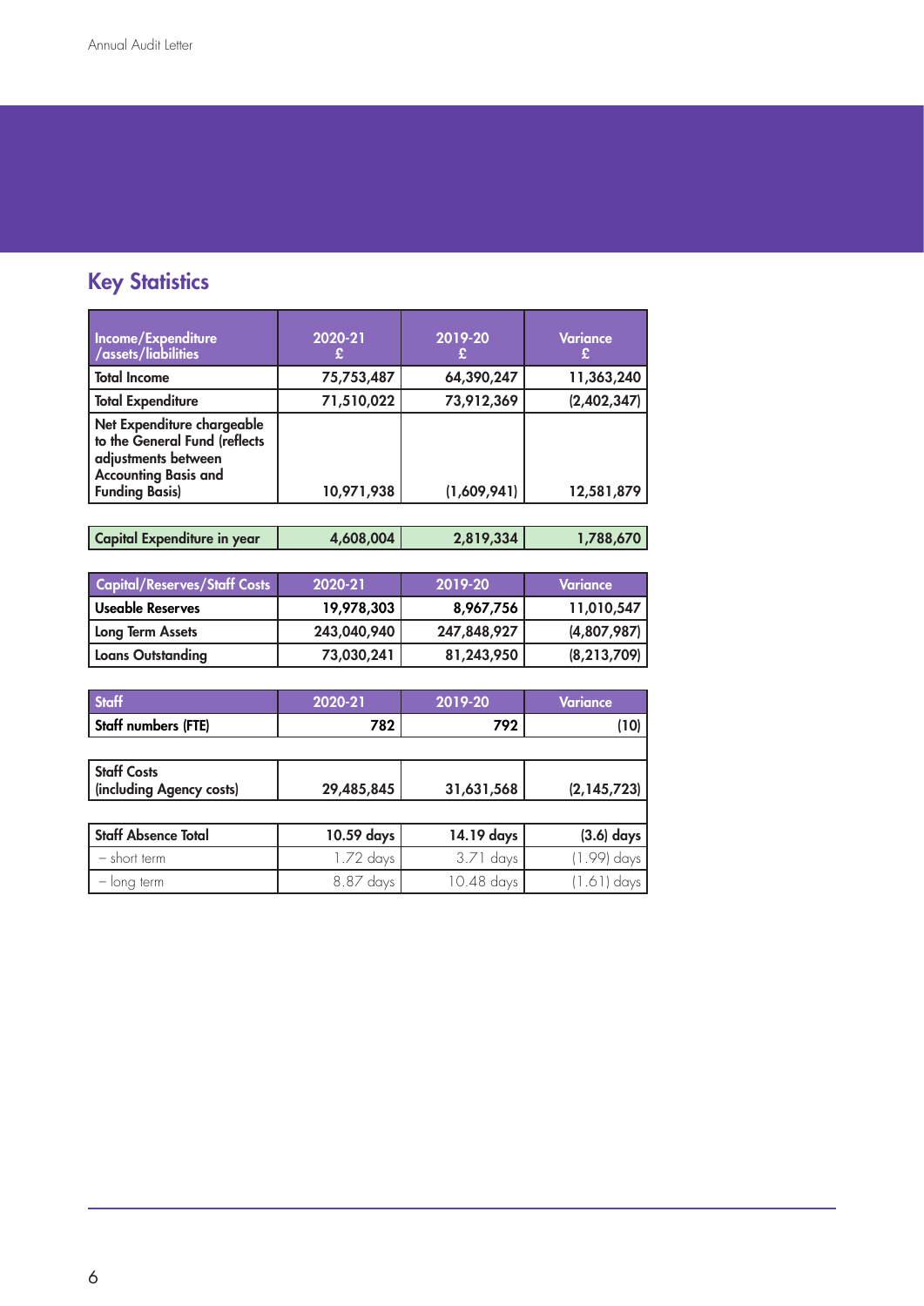## Key Statistics

| Income/Expenditure /assets/liabilities | 2020-21 £ | 2019-20 £ | Variance £ |
|---|---|---|---|
| Total Income | 75,753,487 | 64,390,247 | 11,363,240 |
| Total Expenditure | 71,510,022 | 73,912,369 | (2,402,347) |
| Net Expenditure chargeable to the General Fund (reflects adjustments between Accounting Basis and Funding Basis) | 10,971,938 | (1,609,941) | 12,581,879 |

| Capital Expenditure in year | 4,608,004 | 2,819,334 | 1,788,670 |
|---|---|---|---|

| Capital/Reserves/Staff Costs | 2020-21 | 2019-20 | Variance |
|---|---|---|---|
| Useable Reserves | 19,978,303 | 8,967,756 | 11,010,547 |
| Long Term Assets | 243,040,940 | 247,848,927 | (4,807,987) |
| Loans Outstanding | 73,030,241 | 81,243,950 | (8,213,709) |

| Staff | 2020-21 | 2019-20 | Variance |
|---|---|---|---|
| Staff numbers (FTE) | 782 | 792 | (10) |
| | | | |
| Staff Costs (including Agency costs) | 29,485,845 | 31,631,568 | (2,145,723) |
| | | | |
| Staff Absence Total | 10.59 days | 14.19 days | (3.6) days |
| – short term | 1.72 days | 3.71 days | (1.99) days |
| – long term | 8.87 days | 10.48 days | (1.61) days |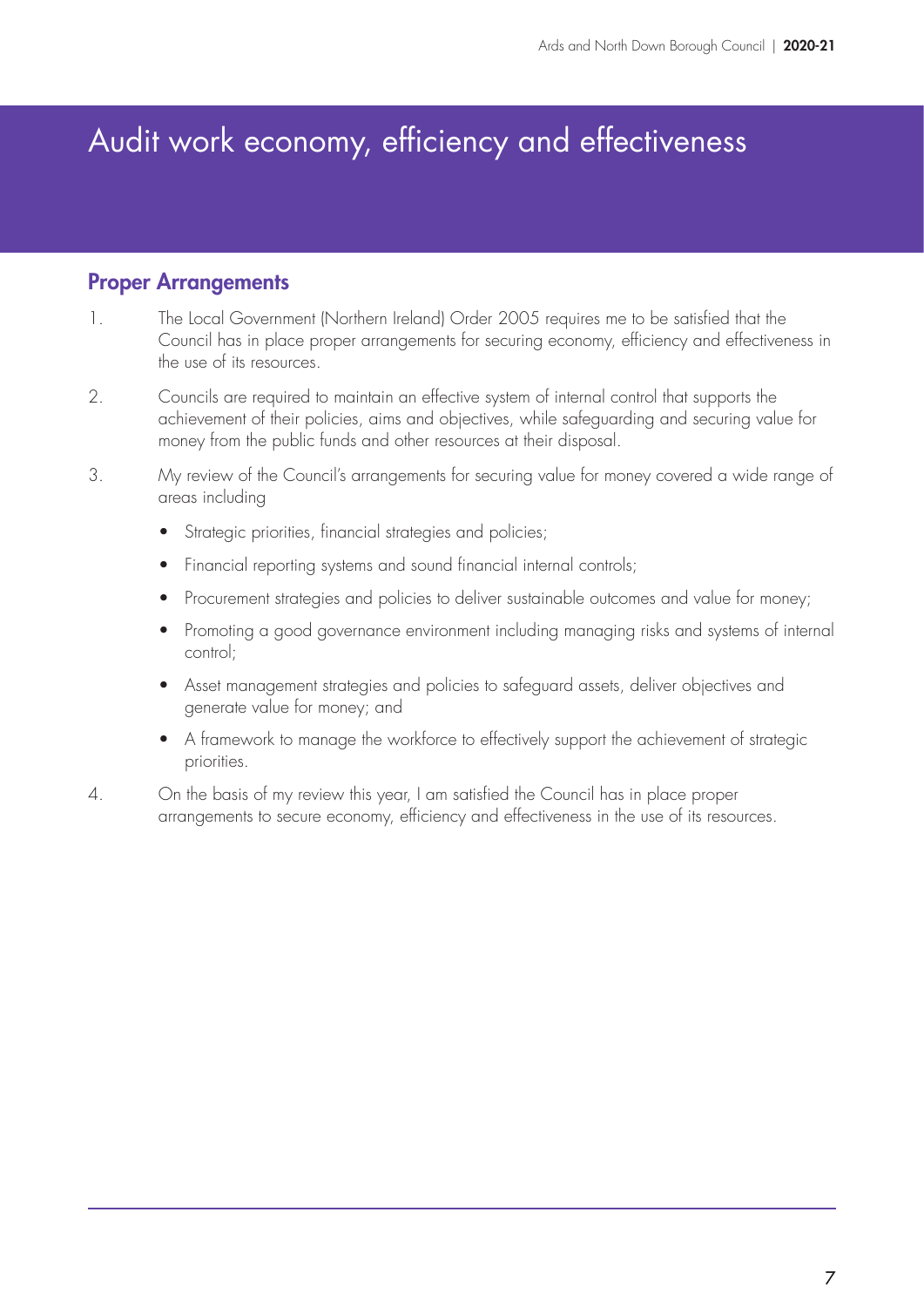# Audit work economy, efficiency and effectiveness

## Proper Arrangements

1. The Local Government (Northern Ireland) Order 2005 requires me to be satisfied that the Council has in place proper arrangements for securing economy, efficiency and effectiveness in the use of its resources.

2. Councils are required to maintain an effective system of internal control that supports the achievement of their policies, aims and objectives, while safeguarding and securing value for money from the public funds and other resources at their disposal.

3. My review of the Council's arrangements for securing value for money covered a wide range of areas including

   - Strategic priorities, financial strategies and policies;
   - Financial reporting systems and sound financial internal controls;
   - Procurement strategies and policies to deliver sustainable outcomes and value for money;
   - Promoting a good governance environment including managing risks and systems of internal control;
   - Asset management strategies and policies to safeguard assets, deliver objectives and generate value for money; and
   - A framework to manage the workforce to effectively support the achievement of strategic priorities.

4. On the basis of my review this year, I am satisfied the Council has in place proper arrangements to secure economy, efficiency and effectiveness in the use of its resources.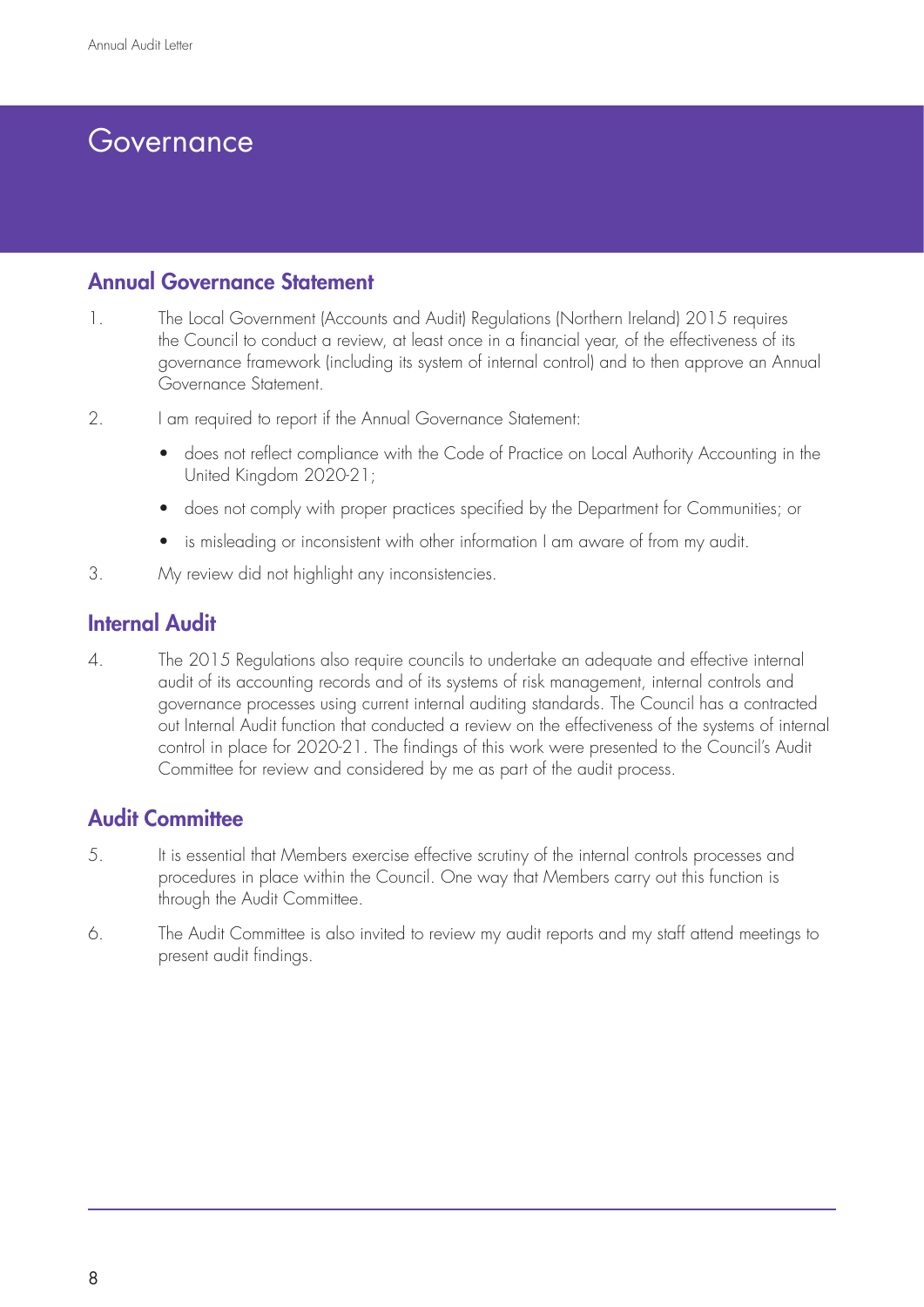# Governance

## Annual Governance Statement

1. The Local Government (Accounts and Audit) Regulations (Northern Ireland) 2015 requires the Council to conduct a review, at least once in a financial year, of the effectiveness of its governance framework (including its system of internal control) and to then approve an Annual Governance Statement.

2. I am required to report if the Annual Governance Statement:

   - does not reflect compliance with the Code of Practice on Local Authority Accounting in the United Kingdom 2020-21;
   - does not comply with proper practices specified by the Department for Communities; or
   - is misleading or inconsistent with other information I am aware of from my audit.

3. My review did not highlight any inconsistencies.

## Internal Audit

4. The 2015 Regulations also require councils to undertake an adequate and effective internal audit of its accounting records and of its systems of risk management, internal controls and governance processes using current internal auditing standards. The Council has a contracted out Internal Audit function that conducted a review on the effectiveness of the systems of internal control in place for 2020-21. The findings of this work were presented to the Council's Audit Committee for review and considered by me as part of the audit process.

## Audit Committee

5. It is essential that Members exercise effective scrutiny of the internal controls processes and procedures in place within the Council. One way that Members carry out this function is through the Audit Committee.

6. The Audit Committee is also invited to review my audit reports and my staff attend meetings to present audit findings.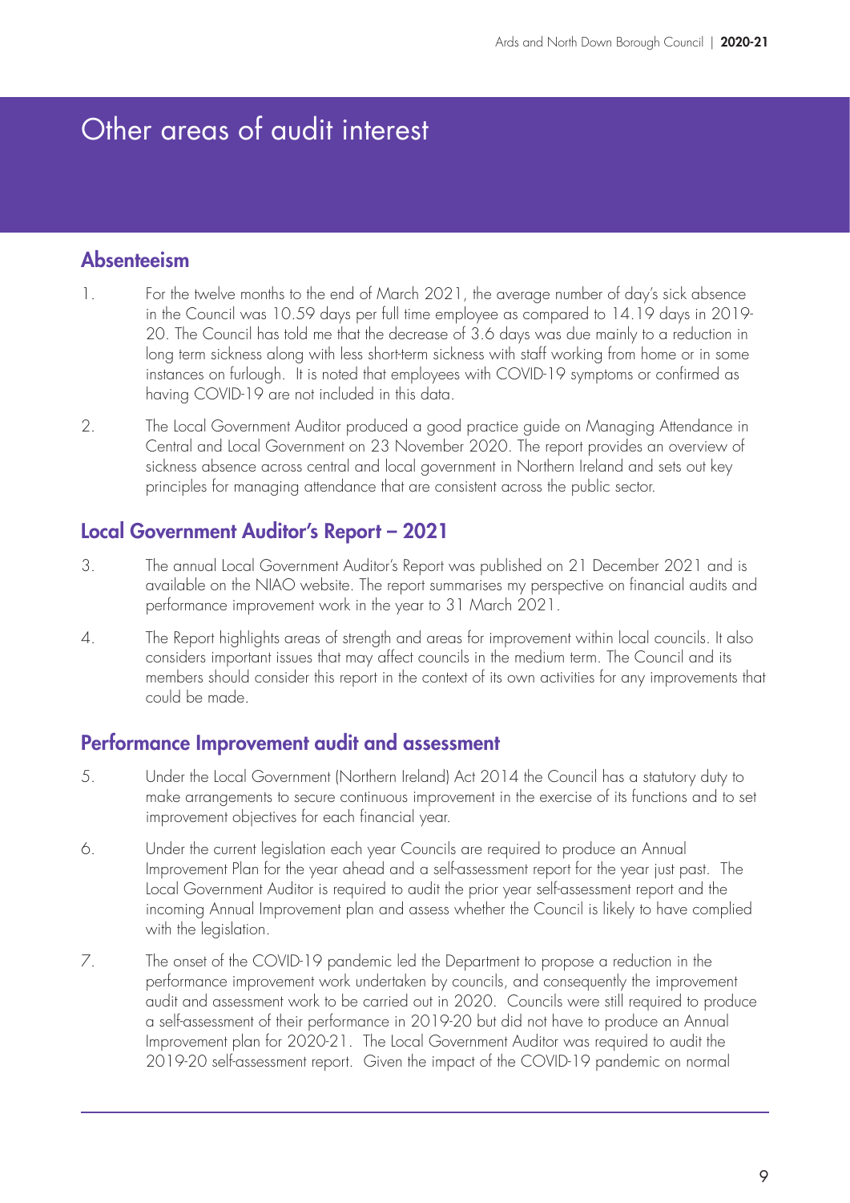# Other areas of audit interest

## Absenteeism

1. For the twelve months to the end of March 2021, the average number of day's sick absence in the Council was 10.59 days per full time employee as compared to 14.19 days in 2019-20. The Council has told me that the decrease of 3.6 days was due mainly to a reduction in long term sickness along with less short-term sickness with staff working from home or in some instances on furlough. It is noted that employees with COVID-19 symptoms or confirmed as having COVID-19 are not included in this data.

2. The Local Government Auditor produced a good practice guide on Managing Attendance in Central and Local Government on 23 November 2020. The report provides an overview of sickness absence across central and local government in Northern Ireland and sets out key principles for managing attendance that are consistent across the public sector.

## Local Government Auditor's Report – 2021

3. The annual Local Government Auditor's Report was published on 21 December 2021 and is available on the NIAO website. The report summarises my perspective on financial audits and performance improvement work in the year to 31 March 2021.

4. The Report highlights areas of strength and areas for improvement within local councils. It also considers important issues that may affect councils in the medium term. The Council and its members should consider this report in the context of its own activities for any improvements that could be made.

## Performance Improvement audit and assessment

5. Under the Local Government (Northern Ireland) Act 2014 the Council has a statutory duty to make arrangements to secure continuous improvement in the exercise of its functions and to set improvement objectives for each financial year.

6. Under the current legislation each year Councils are required to produce an Annual Improvement Plan for the year ahead and a self-assessment report for the year just past. The Local Government Auditor is required to audit the prior year self-assessment report and the incoming Annual Improvement plan and assess whether the Council is likely to have complied with the legislation.

7. The onset of the COVID-19 pandemic led the Department to propose a reduction in the performance improvement work undertaken by councils, and consequently the improvement audit and assessment work to be carried out in 2020. Councils were still required to produce a self-assessment of their performance in 2019-20 but did not have to produce an Annual Improvement plan for 2020-21. The Local Government Auditor was required to audit the 2019-20 self-assessment report. Given the impact of the COVID-19 pandemic on normal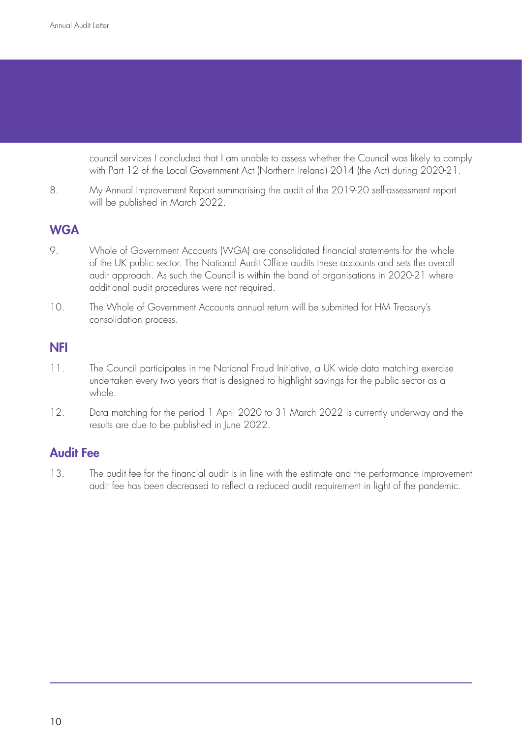council services I concluded that I am unable to assess whether the Council was likely to comply with Part 12 of the Local Government Act (Northern Ireland) 2014 (the Act) during 2020-21.

8. My Annual Improvement Report summarising the audit of the 2019-20 self-assessment report will be published in March 2022.

## WGA

9. Whole of Government Accounts (WGA) are consolidated financial statements for the whole of the UK public sector. The National Audit Office audits these accounts and sets the overall audit approach. As such the Council is within the band of organisations in 2020-21 where additional audit procedures were not required.

10. The Whole of Government Accounts annual return will be submitted for HM Treasury's consolidation process.

## NFI

11. The Council participates in the National Fraud Initiative, a UK wide data matching exercise undertaken every two years that is designed to highlight savings for the public sector as a whole.

12. Data matching for the period 1 April 2020 to 31 March 2022 is currently underway and the results are due to be published in June 2022.

## Audit Fee

13. The audit fee for the financial audit is in line with the estimate and the performance improvement audit fee has been decreased to reflect a reduced audit requirement in light of the pandemic.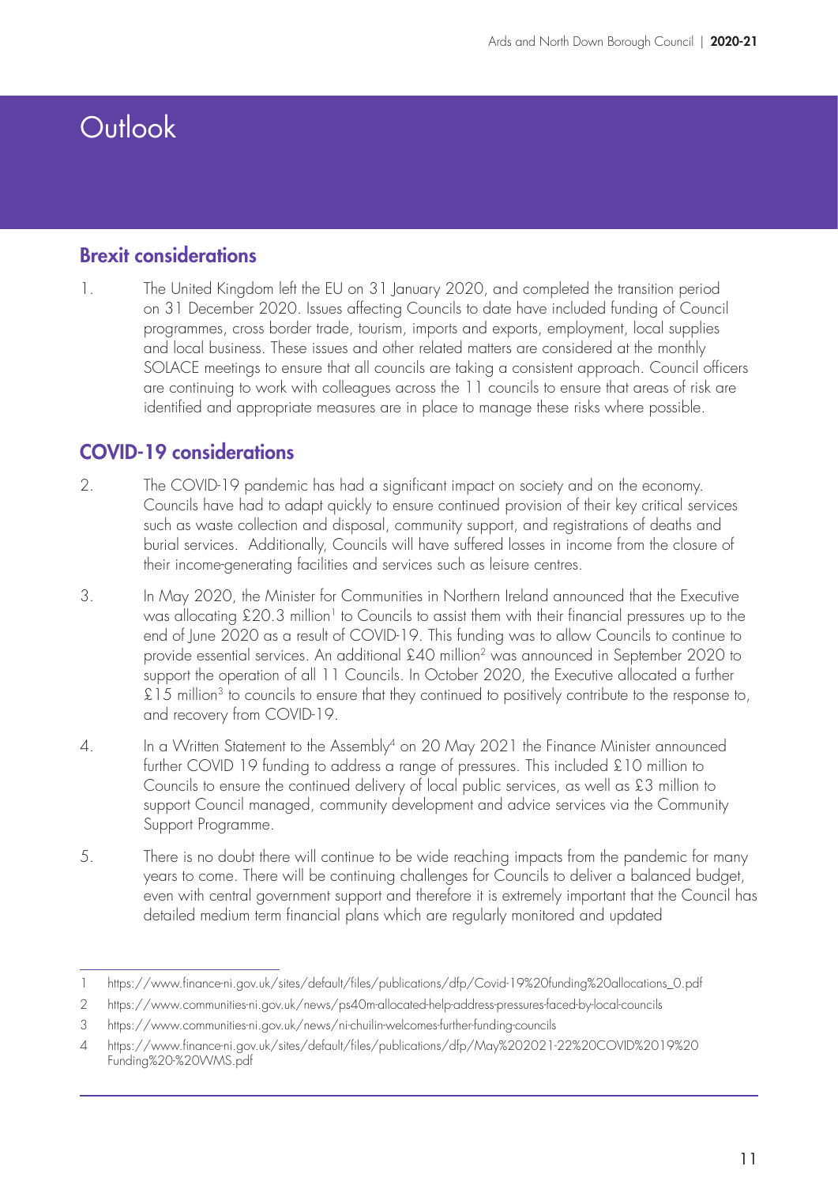# Outlook

## Brexit considerations

1. The United Kingdom left the EU on 31 January 2020, and completed the transition period on 31 December 2020. Issues affecting Councils to date have included funding of Council programmes, cross border trade, tourism, imports and exports, employment, local supplies and local business. These issues and other related matters are considered at the monthly SOLACE meetings to ensure that all councils are taking a consistent approach. Council officers are continuing to work with colleagues across the 11 councils to ensure that areas of risk are identified and appropriate measures are in place to manage these risks where possible.

## COVID-19 considerations

2. The COVID-19 pandemic has had a significant impact on society and on the economy. Councils have had to adapt quickly to ensure continued provision of their key critical services such as waste collection and disposal, community support, and registrations of deaths and burial services. Additionally, Councils will have suffered losses in income from the closure of their income-generating facilities and services such as leisure centres.

3. In May 2020, the Minister for Communities in Northern Ireland announced that the Executive was allocating £20.3 million[1] to Councils to assist them with their financial pressures up to the end of June 2020 as a result of COVID-19. This funding was to allow Councils to continue to provide essential services. An additional £40 million[2] was announced in September 2020 to support the operation of all 11 Councils. In October 2020, the Executive allocated a further £15 million[3] to councils to ensure that they continued to positively contribute to the response to, and recovery from COVID-19.

4. In a Written Statement to the Assembly[4] on 20 May 2021 the Finance Minister announced further COVID 19 funding to address a range of pressures. This included £10 million to Councils to ensure the continued delivery of local public services, as well as £3 million to support Council managed, community development and advice services via the Community Support Programme.

5. There is no doubt there will continue to be wide reaching impacts from the pandemic for many years to come. There will be continuing challenges for Councils to deliver a balanced budget, even with central government support and therefore it is extremely important that the Council has detailed medium term financial plans which are regularly monitored and updated

---

1 https://www.finance-ni.gov.uk/sites/default/files/publications/dfp/Covid-19%20funding%20allocations_0.pdf

2 https://www.communities-ni.gov.uk/news/ps40m-allocated-help-address-pressures-faced-by-local-councils

3 https://www.communities-ni.gov.uk/news/ni-chuilin-welcomes-further-funding-councils

4 https://www.finance-ni.gov.uk/sites/default/files/publications/dfp/May%202021-22%20COVID%2019%20Funding%20-%20WMS.pdf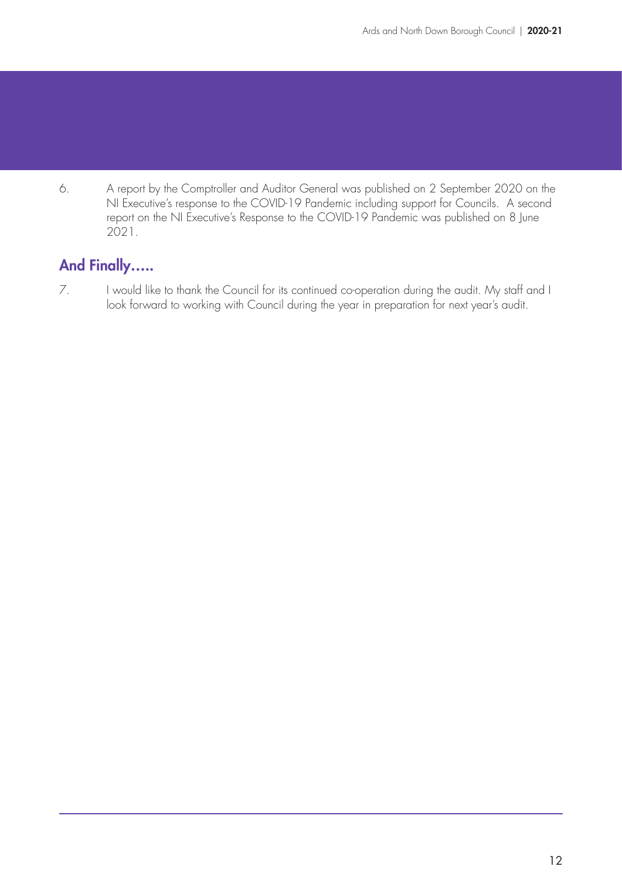6. A report by the Comptroller and Auditor General was published on 2 September 2020 on the NI Executive's response to the COVID-19 Pandemic including support for Councils. A second report on the NI Executive's Response to the COVID-19 Pandemic was published on 8 June 2021.

## And Finally.....

7. I would like to thank the Council for its continued co-operation during the audit. My staff and I look forward to working with Council during the year in preparation for next year's audit.